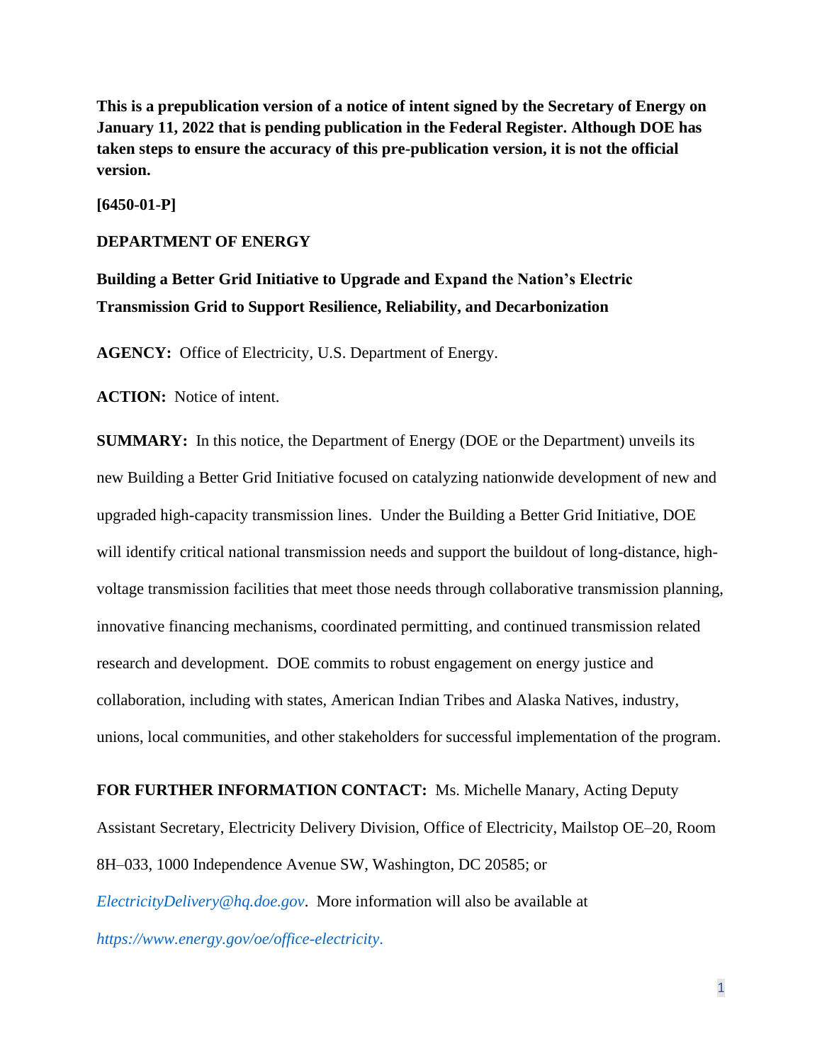**This is a prepublication version of a notice of intent signed by the Secretary of Energy on January 11, 2022 that is pending publication in the Federal Register. Although DOE has taken steps to ensure the accuracy of this pre-publication version, it is not the official version.**

**[6450-01-P]**

**DEPARTMENT OF ENERGY**

**Building a Better Grid Initiative to Upgrade and Expand the Nation's Electric Transmission Grid to Support Resilience, Reliability, and Decarbonization**

**AGENCY:** Office of Electricity, U.S. Department of Energy.

**ACTION:** Notice of intent.

**SUMMARY:** In this notice, the Department of Energy (DOE or the Department) unveils its new Building a Better Grid Initiative focused on catalyzing nationwide development of new and upgraded high-capacity transmission lines. Under the Building a Better Grid Initiative, DOE will identify critical national transmission needs and support the buildout of long-distance, high-voltage transmission facilities that meet those needs through collaborative transmission planning, innovative financing mechanisms, coordinated permitting, and continued transmission related research and development. DOE commits to robust engagement on energy justice and collaboration, including with states, American Indian Tribes and Alaska Natives, industry, unions, local communities, and other stakeholders for successful implementation of the program.

**FOR FURTHER INFORMATION CONTACT:** Ms. Michelle Manary, Acting Deputy Assistant Secretary, Electricity Delivery Division, Office of Electricity, Mailstop OE–20, Room 8H–033, 1000 Independence Avenue SW, Washington, DC 20585; or *ElectricityDelivery@hq.doe.gov*. More information will also be available at *https://www.energy.gov/oe/office-electricity*.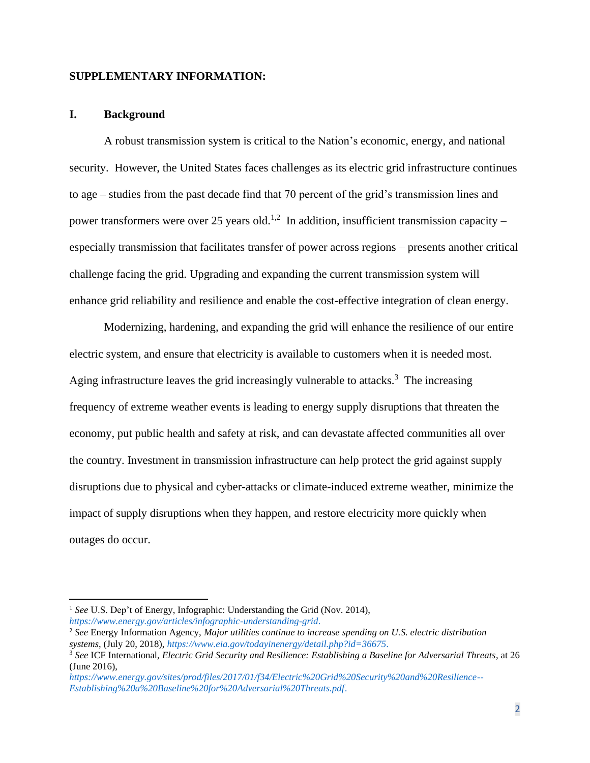**SUPPLEMENTARY INFORMATION:**

## I. Background

A robust transmission system is critical to the Nation's economic, energy, and national security. However, the United States faces challenges as its electric grid infrastructure continues to age – studies from the past decade find that 70 percent of the grid's transmission lines and power transformers were over 25 years old.[1,2] In addition, insufficient transmission capacity – especially transmission that facilitates transfer of power across regions – presents another critical challenge facing the grid. Upgrading and expanding the current transmission system will enhance grid reliability and resilience and enable the cost-effective integration of clean energy.

Modernizing, hardening, and expanding the grid will enhance the resilience of our entire electric system, and ensure that electricity is available to customers when it is needed most. Aging infrastructure leaves the grid increasingly vulnerable to attacks.[3] The increasing frequency of extreme weather events is leading to energy supply disruptions that threaten the economy, put public health and safety at risk, and can devastate affected communities all over the country. Investment in transmission infrastructure can help protect the grid against supply disruptions due to physical and cyber-attacks or climate-induced extreme weather, minimize the impact of supply disruptions when they happen, and restore electricity more quickly when outages do occur.

---

[1] *See* U.S. Dep't of Energy, Infographic: Understanding the Grid (Nov. 2014), *https://www.energy.gov/articles/infographic-understanding-grid*.

[2] *See* Energy Information Agency, *Major utilities continue to increase spending on U.S. electric distribution systems*, (July 20, 2018), *https://www.eia.gov/todayinenergy/detail.php?id=36675*.

[3] *See* ICF International, *Electric Grid Security and Resilience: Establishing a Baseline for Adversarial Threats*, at 26 (June 2016), *https://www.energy.gov/sites/prod/files/2017/01/f34/Electric%20Grid%20Security%20and%20Resilience--Establishing%20a%20Baseline%20for%20Adversarial%20Threats.pdf*.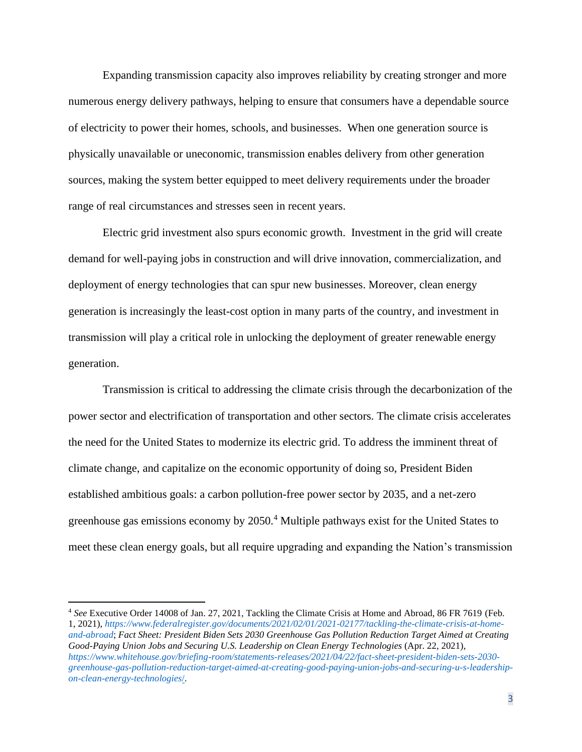Expanding transmission capacity also improves reliability by creating stronger and more numerous energy delivery pathways, helping to ensure that consumers have a dependable source of electricity to power their homes, schools, and businesses. When one generation source is physically unavailable or uneconomic, transmission enables delivery from other generation sources, making the system better equipped to meet delivery requirements under the broader range of real circumstances and stresses seen in recent years.

Electric grid investment also spurs economic growth. Investment in the grid will create demand for well-paying jobs in construction and will drive innovation, commercialization, and deployment of energy technologies that can spur new businesses. Moreover, clean energy generation is increasingly the least-cost option in many parts of the country, and investment in transmission will play a critical role in unlocking the deployment of greater renewable energy generation.

Transmission is critical to addressing the climate crisis through the decarbonization of the power sector and electrification of transportation and other sectors. The climate crisis accelerates the need for the United States to modernize its electric grid. To address the imminent threat of climate change, and capitalize on the economic opportunity of doing so, President Biden established ambitious goals: a carbon pollution-free power sector by 2035, and a net-zero greenhouse gas emissions economy by 2050.[4] Multiple pathways exist for the United States to meet these clean energy goals, but all require upgrading and expanding the Nation's transmission

---

[4] *See* Executive Order 14008 of Jan. 27, 2021, Tackling the Climate Crisis at Home and Abroad, 86 FR 7619 (Feb. 1, 2021), *https://www.federalregister.gov/documents/2021/02/01/2021-02177/tackling-the-climate-crisis-at-home-and-abroad*; *Fact Sheet: President Biden Sets 2030 Greenhouse Gas Pollution Reduction Target Aimed at Creating Good-Paying Union Jobs and Securing U.S. Leadership on Clean Energy Technologies* (Apr. 22, 2021), *https://www.whitehouse.gov/briefing-room/statements-releases/2021/04/22/fact-sheet-president-biden-sets-2030-greenhouse-gas-pollution-reduction-target-aimed-at-creating-good-paying-union-jobs-and-securing-u-s-leadership-on-clean-energy-technologies/*.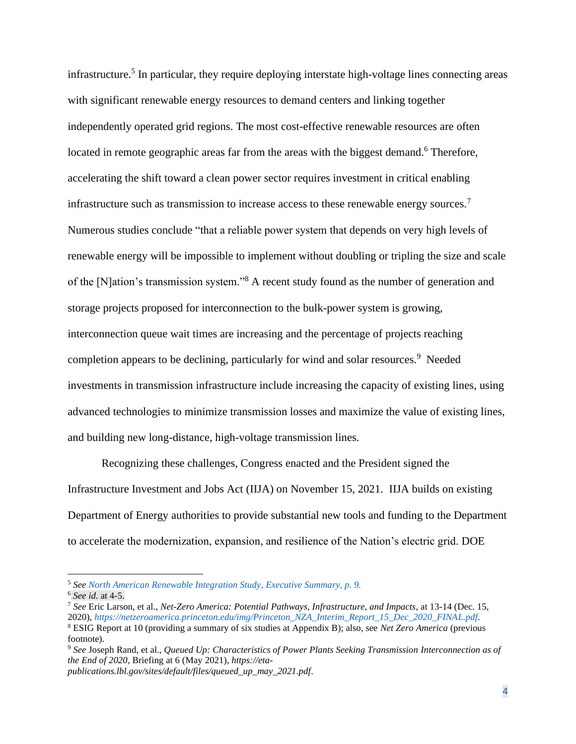infrastructure.[5] In particular, they require deploying interstate high-voltage lines connecting areas with significant renewable energy resources to demand centers and linking together independently operated grid regions. The most cost-effective renewable resources are often located in remote geographic areas far from the areas with the biggest demand.[6] Therefore, accelerating the shift toward a clean power sector requires investment in critical enabling infrastructure such as transmission to increase access to these renewable energy sources.[7] Numerous studies conclude "that a reliable power system that depends on very high levels of renewable energy will be impossible to implement without doubling or tripling the size and scale of the [N]ation's transmission system."[8] A recent study found as the number of generation and storage projects proposed for interconnection to the bulk-power system is growing, interconnection queue wait times are increasing and the percentage of projects reaching completion appears to be declining, particularly for wind and solar resources.[9] Needed investments in transmission infrastructure include increasing the capacity of existing lines, using advanced technologies to minimize transmission losses and maximize the value of existing lines, and building new long-distance, high-voltage transmission lines.

Recognizing these challenges, Congress enacted and the President signed the Infrastructure Investment and Jobs Act (IIJA) on November 15, 2021. IIJA builds on existing Department of Energy authorities to provide substantial new tools and funding to the Department to accelerate the modernization, expansion, and resilience of the Nation's electric grid. DOE

---

[5] *See North American Renewable Integration Study, Executive Summary, p. 9.*

[6] *See id.* at 4-5.

[7] *See* Eric Larson, et al., *Net-Zero America: Potential Pathways, Infrastructure, and Impacts*, at 13-14 (Dec. 15, 2020), *https://netzeroamerica.princeton.edu/img/Princeton_NZA_Interim_Report_15_Dec_2020_FINAL.pdf*.

[8] ESIG Report at 10 (providing a summary of six studies at Appendix B); also, see *Net Zero America* (previous footnote).

[9] *See* Joseph Rand, et al., *Queued Up: Characteristics of Power Plants Seeking Transmission Interconnection as of the End of 2020*, Briefing at 6 (May 2021), *https://eta-publications.lbl.gov/sites/default/files/queued_up_may_2021.pdf*.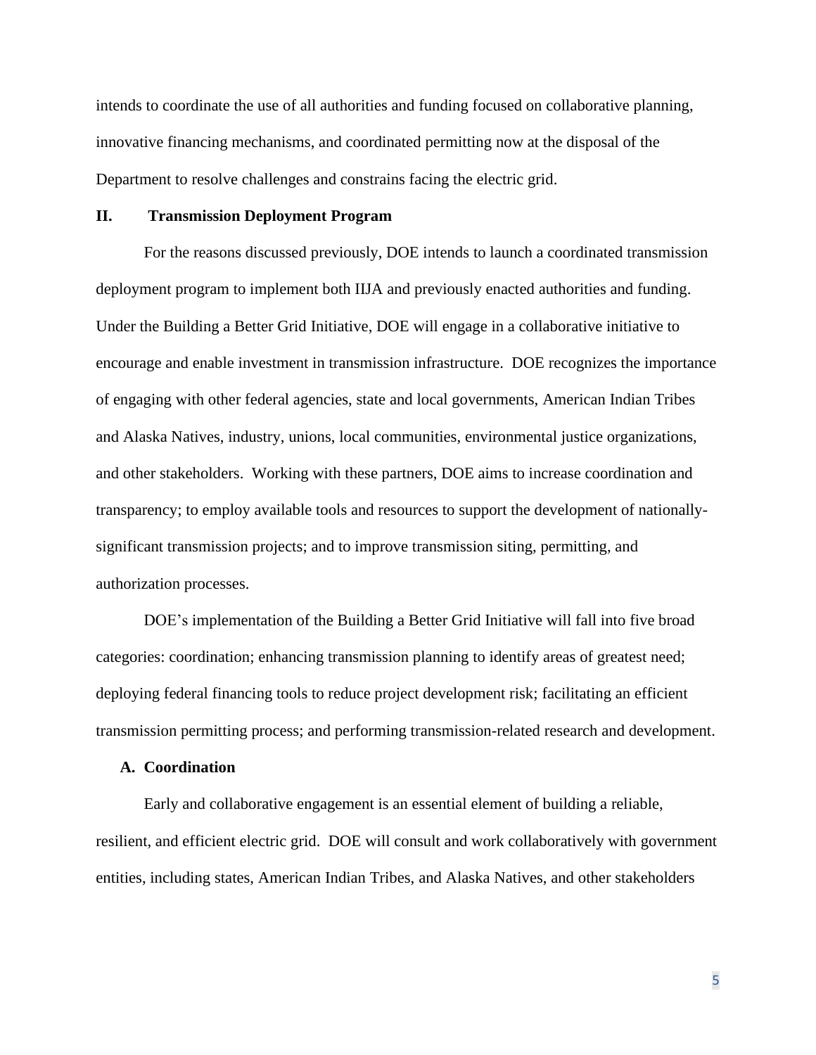intends to coordinate the use of all authorities and funding focused on collaborative planning, innovative financing mechanisms, and coordinated permitting now at the disposal of the Department to resolve challenges and constrains facing the electric grid.

## II. Transmission Deployment Program

For the reasons discussed previously, DOE intends to launch a coordinated transmission deployment program to implement both IIJA and previously enacted authorities and funding. Under the Building a Better Grid Initiative, DOE will engage in a collaborative initiative to encourage and enable investment in transmission infrastructure. DOE recognizes the importance of engaging with other federal agencies, state and local governments, American Indian Tribes and Alaska Natives, industry, unions, local communities, environmental justice organizations, and other stakeholders. Working with these partners, DOE aims to increase coordination and transparency; to employ available tools and resources to support the development of nationally-significant transmission projects; and to improve transmission siting, permitting, and authorization processes.

DOE's implementation of the Building a Better Grid Initiative will fall into five broad categories: coordination; enhancing transmission planning to identify areas of greatest need; deploying federal financing tools to reduce project development risk; facilitating an efficient transmission permitting process; and performing transmission-related research and development.

### A. Coordination

Early and collaborative engagement is an essential element of building a reliable, resilient, and efficient electric grid. DOE will consult and work collaboratively with government entities, including states, American Indian Tribes, and Alaska Natives, and other stakeholders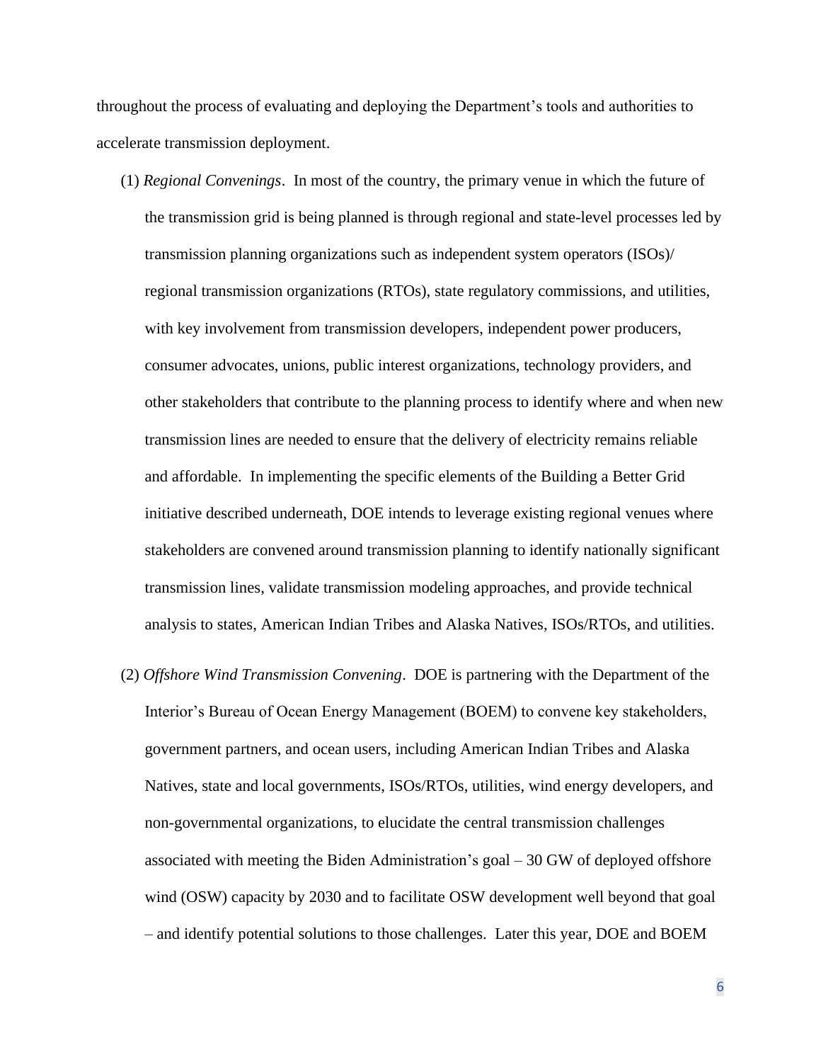throughout the process of evaluating and deploying the Department's tools and authorities to accelerate transmission deployment.

(1) *Regional Convenings*. In most of the country, the primary venue in which the future of the transmission grid is being planned is through regional and state-level processes led by transmission planning organizations such as independent system operators (ISOs)/ regional transmission organizations (RTOs), state regulatory commissions, and utilities, with key involvement from transmission developers, independent power producers, consumer advocates, unions, public interest organizations, technology providers, and other stakeholders that contribute to the planning process to identify where and when new transmission lines are needed to ensure that the delivery of electricity remains reliable and affordable. In implementing the specific elements of the Building a Better Grid initiative described underneath, DOE intends to leverage existing regional venues where stakeholders are convened around transmission planning to identify nationally significant transmission lines, validate transmission modeling approaches, and provide technical analysis to states, American Indian Tribes and Alaska Natives, ISOs/RTOs, and utilities.

(2) *Offshore Wind Transmission Convening*. DOE is partnering with the Department of the Interior's Bureau of Ocean Energy Management (BOEM) to convene key stakeholders, government partners, and ocean users, including American Indian Tribes and Alaska Natives, state and local governments, ISOs/RTOs, utilities, wind energy developers, and non-governmental organizations, to elucidate the central transmission challenges associated with meeting the Biden Administration's goal – 30 GW of deployed offshore wind (OSW) capacity by 2030 and to facilitate OSW development well beyond that goal – and identify potential solutions to those challenges. Later this year, DOE and BOEM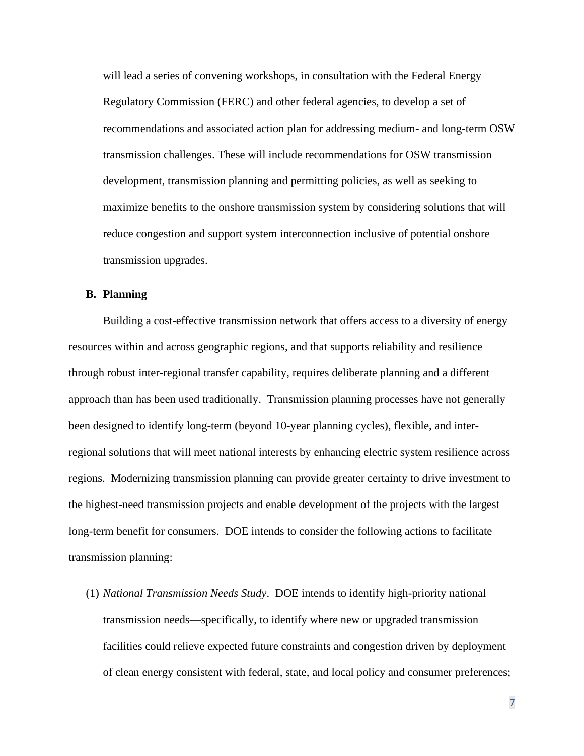will lead a series of convening workshops, in consultation with the Federal Energy Regulatory Commission (FERC) and other federal agencies, to develop a set of recommendations and associated action plan for addressing medium- and long-term OSW transmission challenges. These will include recommendations for OSW transmission development, transmission planning and permitting policies, as well as seeking to maximize benefits to the onshore transmission system by considering solutions that will reduce congestion and support system interconnection inclusive of potential onshore transmission upgrades.

**B. Planning**

Building a cost-effective transmission network that offers access to a diversity of energy resources within and across geographic regions, and that supports reliability and resilience through robust inter-regional transfer capability, requires deliberate planning and a different approach than has been used traditionally. Transmission planning processes have not generally been designed to identify long-term (beyond 10-year planning cycles), flexible, and inter-regional solutions that will meet national interests by enhancing electric system resilience across regions. Modernizing transmission planning can provide greater certainty to drive investment to the highest-need transmission projects and enable development of the projects with the largest long-term benefit for consumers. DOE intends to consider the following actions to facilitate transmission planning:

(1) *National Transmission Needs Study*. DOE intends to identify high-priority national transmission needs—specifically, to identify where new or upgraded transmission facilities could relieve expected future constraints and congestion driven by deployment of clean energy consistent with federal, state, and local policy and consumer preferences;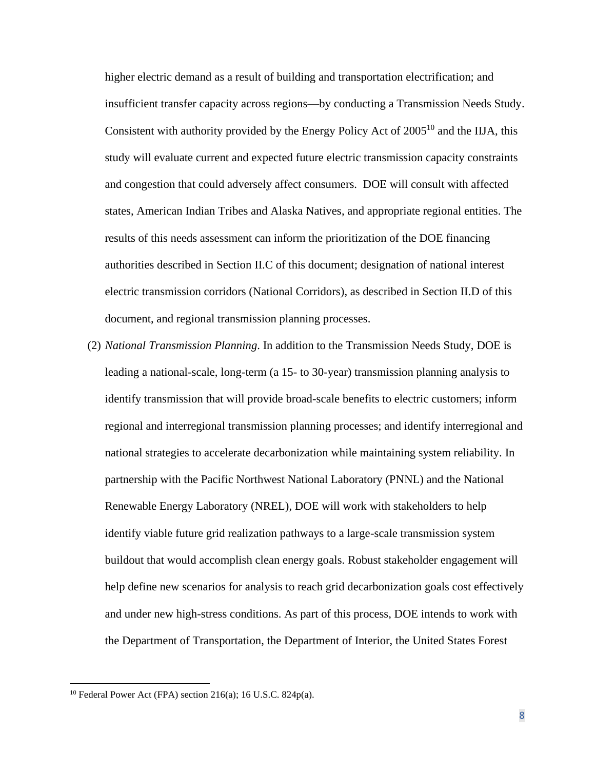higher electric demand as a result of building and transportation electrification; and insufficient transfer capacity across regions—by conducting a Transmission Needs Study. Consistent with authority provided by the Energy Policy Act of 2005[10] and the IIJA, this study will evaluate current and expected future electric transmission capacity constraints and congestion that could adversely affect consumers. DOE will consult with affected states, American Indian Tribes and Alaska Natives, and appropriate regional entities. The results of this needs assessment can inform the prioritization of the DOE financing authorities described in Section II.C of this document; designation of national interest electric transmission corridors (National Corridors), as described in Section II.D of this document, and regional transmission planning processes.

(2) *National Transmission Planning*. In addition to the Transmission Needs Study, DOE is leading a national-scale, long-term (a 15- to 30-year) transmission planning analysis to identify transmission that will provide broad-scale benefits to electric customers; inform regional and interregional transmission planning processes; and identify interregional and national strategies to accelerate decarbonization while maintaining system reliability. In partnership with the Pacific Northwest National Laboratory (PNNL) and the National Renewable Energy Laboratory (NREL), DOE will work with stakeholders to help identify viable future grid realization pathways to a large-scale transmission system buildout that would accomplish clean energy goals. Robust stakeholder engagement will help define new scenarios for analysis to reach grid decarbonization goals cost effectively and under new high-stress conditions. As part of this process, DOE intends to work with the Department of Transportation, the Department of Interior, the United States Forest

---

[10] Federal Power Act (FPA) section 216(a); 16 U.S.C. 824p(a).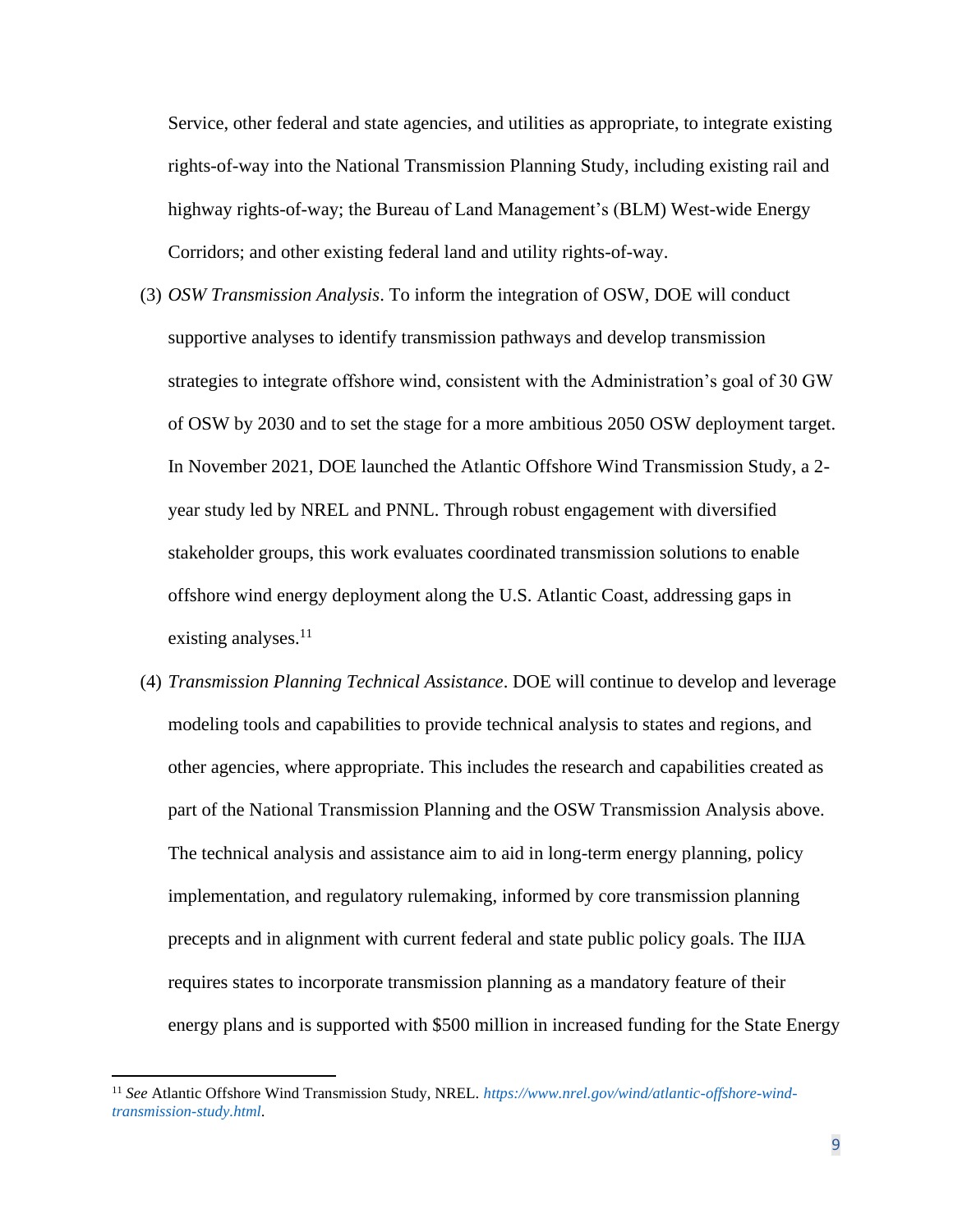Service, other federal and state agencies, and utilities as appropriate, to integrate existing rights-of-way into the National Transmission Planning Study, including existing rail and highway rights-of-way; the Bureau of Land Management's (BLM) West-wide Energy Corridors; and other existing federal land and utility rights-of-way.

(3) *OSW Transmission Analysis*. To inform the integration of OSW, DOE will conduct supportive analyses to identify transmission pathways and develop transmission strategies to integrate offshore wind, consistent with the Administration's goal of 30 GW of OSW by 2030 and to set the stage for a more ambitious 2050 OSW deployment target. In November 2021, DOE launched the Atlantic Offshore Wind Transmission Study, a 2-year study led by NREL and PNNL. Through robust engagement with diversified stakeholder groups, this work evaluates coordinated transmission solutions to enable offshore wind energy deployment along the U.S. Atlantic Coast, addressing gaps in existing analyses.[11]

(4) *Transmission Planning Technical Assistance*. DOE will continue to develop and leverage modeling tools and capabilities to provide technical analysis to states and regions, and other agencies, where appropriate. This includes the research and capabilities created as part of the National Transmission Planning and the OSW Transmission Analysis above. The technical analysis and assistance aim to aid in long-term energy planning, policy implementation, and regulatory rulemaking, informed by core transmission planning precepts and in alignment with current federal and state public policy goals. The IIJA requires states to incorporate transmission planning as a mandatory feature of their energy plans and is supported with $500 million in increased funding for the State Energy

---

[11] *See* Atlantic Offshore Wind Transmission Study, NREL. *https://www.nrel.gov/wind/atlantic-offshore-wind-transmission-study.html*.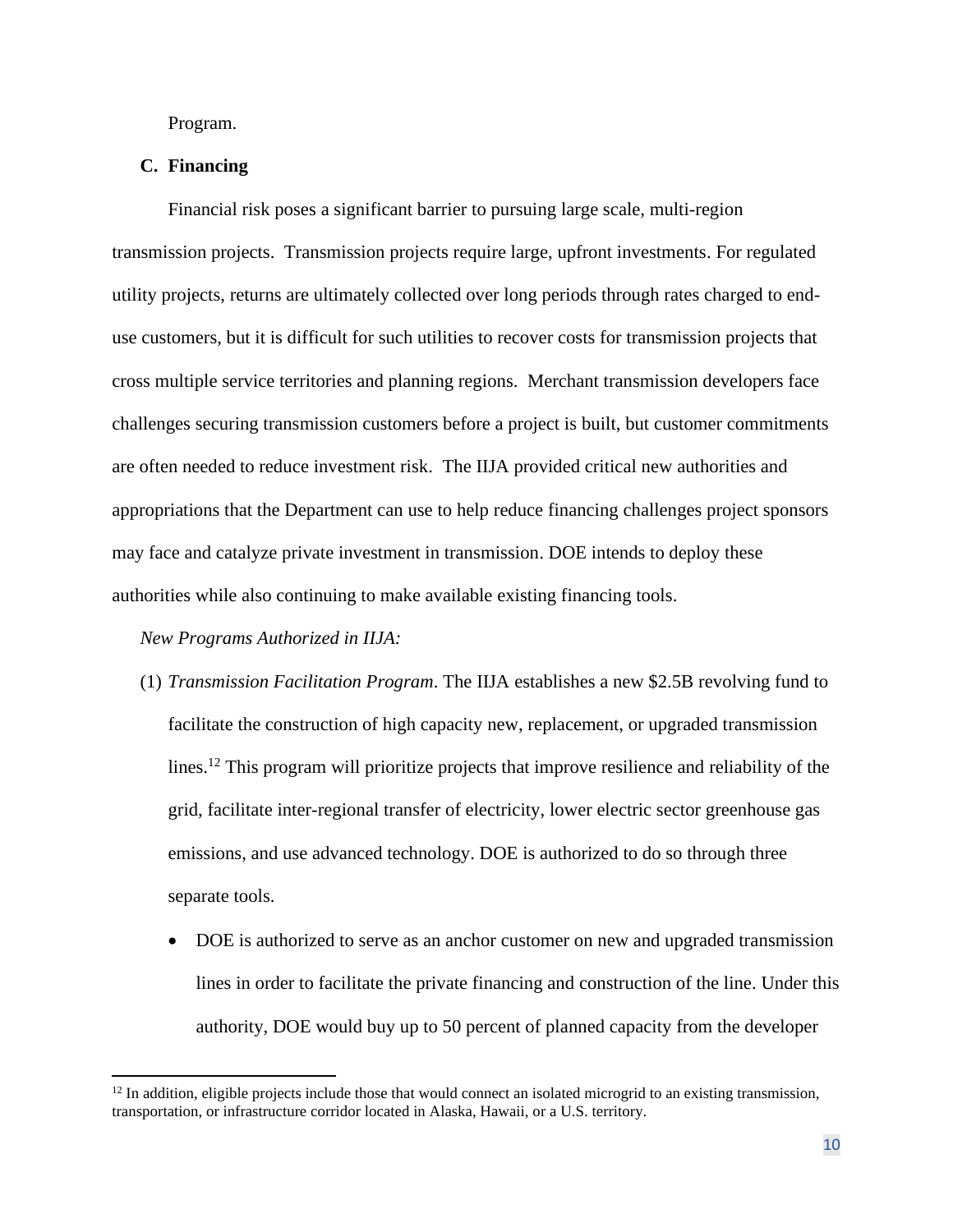Program.

### C. Financing

Financial risk poses a significant barrier to pursuing large scale, multi-region transmission projects. Transmission projects require large, upfront investments. For regulated utility projects, returns are ultimately collected over long periods through rates charged to end-use customers, but it is difficult for such utilities to recover costs for transmission projects that cross multiple service territories and planning regions. Merchant transmission developers face challenges securing transmission customers before a project is built, but customer commitments are often needed to reduce investment risk. The IIJA provided critical new authorities and appropriations that the Department can use to help reduce financing challenges project sponsors may face and catalyze private investment in transmission. DOE intends to deploy these authorities while also continuing to make available existing financing tools.

*New Programs Authorized in IIJA:*

(1) *Transmission Facilitation Program*. The IIJA establishes a new $2.5B revolving fund to facilitate the construction of high capacity new, replacement, or upgraded transmission lines.[12] This program will prioritize projects that improve resilience and reliability of the grid, facilitate inter-regional transfer of electricity, lower electric sector greenhouse gas emissions, and use advanced technology. DOE is authorized to do so through three separate tools.

- DOE is authorized to serve as an anchor customer on new and upgraded transmission lines in order to facilitate the private financing and construction of the line. Under this authority, DOE would buy up to 50 percent of planned capacity from the developer

[12] In addition, eligible projects include those that would connect an isolated microgrid to an existing transmission, transportation, or infrastructure corridor located in Alaska, Hawaii, or a U.S. territory.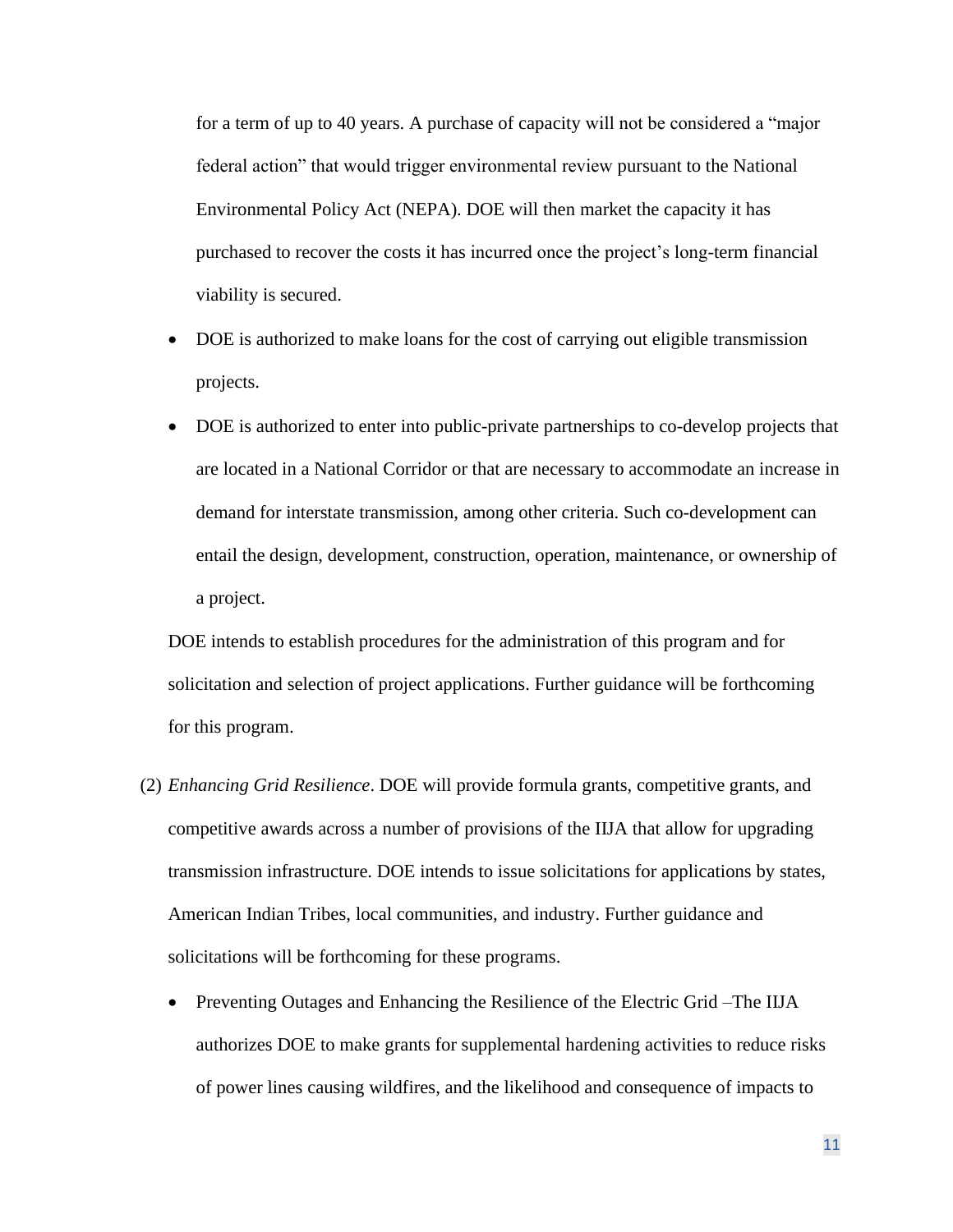for a term of up to 40 years. A purchase of capacity will not be considered a "major federal action" that would trigger environmental review pursuant to the National Environmental Policy Act (NEPA). DOE will then market the capacity it has purchased to recover the costs it has incurred once the project's long-term financial viability is secured.

- DOE is authorized to make loans for the cost of carrying out eligible transmission projects.
- DOE is authorized to enter into public-private partnerships to co-develop projects that are located in a National Corridor or that are necessary to accommodate an increase in demand for interstate transmission, among other criteria. Such co-development can entail the design, development, construction, operation, maintenance, or ownership of a project.

DOE intends to establish procedures for the administration of this program and for solicitation and selection of project applications. Further guidance will be forthcoming for this program.

(2) *Enhancing Grid Resilience*. DOE will provide formula grants, competitive grants, and competitive awards across a number of provisions of the IIJA that allow for upgrading transmission infrastructure. DOE intends to issue solicitations for applications by states, American Indian Tribes, local communities, and industry. Further guidance and solicitations will be forthcoming for these programs.

- Preventing Outages and Enhancing the Resilience of the Electric Grid –The IIJA authorizes DOE to make grants for supplemental hardening activities to reduce risks of power lines causing wildfires, and the likelihood and consequence of impacts to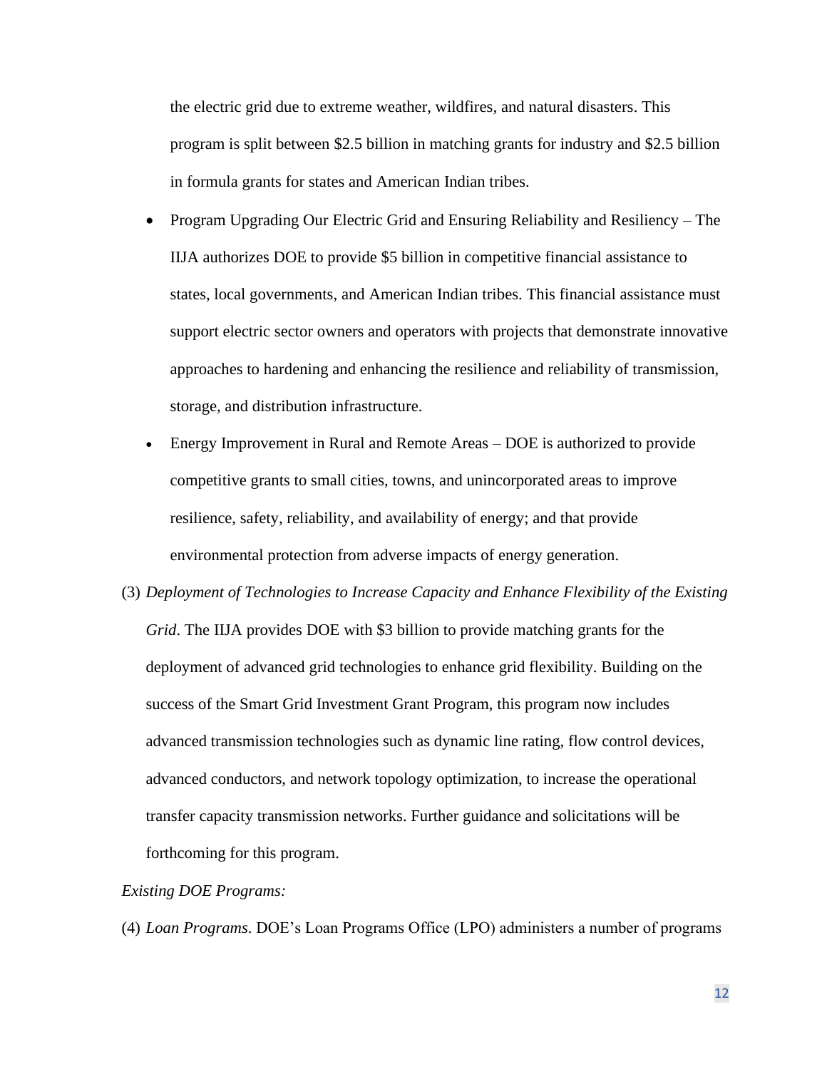the electric grid due to extreme weather, wildfires, and natural disasters. This program is split between $2.5 billion in matching grants for industry and $2.5 billion in formula grants for states and American Indian tribes.

- Program Upgrading Our Electric Grid and Ensuring Reliability and Resiliency – The IIJA authorizes DOE to provide $5 billion in competitive financial assistance to states, local governments, and American Indian tribes. This financial assistance must support electric sector owners and operators with projects that demonstrate innovative approaches to hardening and enhancing the resilience and reliability of transmission, storage, and distribution infrastructure.
- Energy Improvement in Rural and Remote Areas – DOE is authorized to provide competitive grants to small cities, towns, and unincorporated areas to improve resilience, safety, reliability, and availability of energy; and that provide environmental protection from adverse impacts of energy generation.

(3) *Deployment of Technologies to Increase Capacity and Enhance Flexibility of the Existing Grid*. The IIJA provides DOE with $3 billion to provide matching grants for the deployment of advanced grid technologies to enhance grid flexibility. Building on the success of the Smart Grid Investment Grant Program, this program now includes advanced transmission technologies such as dynamic line rating, flow control devices, advanced conductors, and network topology optimization, to increase the operational transfer capacity transmission networks. Further guidance and solicitations will be forthcoming for this program.

*Existing DOE Programs:*

(4) *Loan Programs*. DOE's Loan Programs Office (LPO) administers a number of programs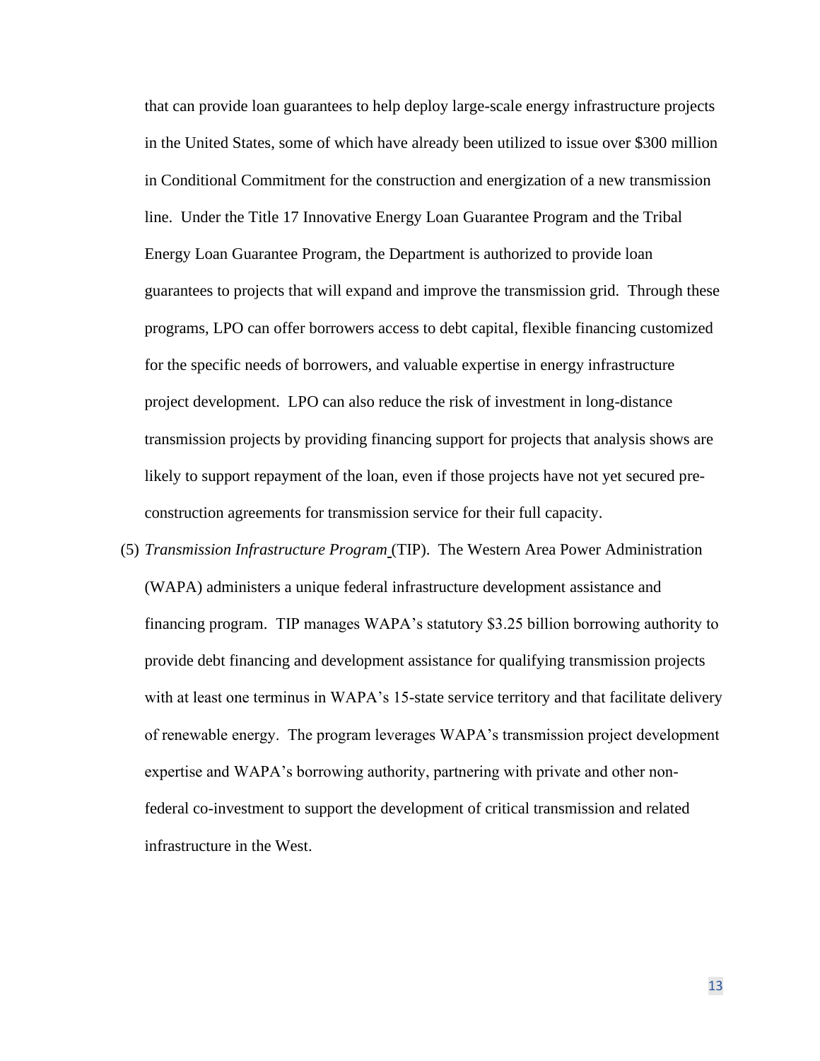that can provide loan guarantees to help deploy large-scale energy infrastructure projects in the United States, some of which have already been utilized to issue over $300 million in Conditional Commitment for the construction and energization of a new transmission line. Under the Title 17 Innovative Energy Loan Guarantee Program and the Tribal Energy Loan Guarantee Program, the Department is authorized to provide loan guarantees to projects that will expand and improve the transmission grid. Through these programs, LPO can offer borrowers access to debt capital, flexible financing customized for the specific needs of borrowers, and valuable expertise in energy infrastructure project development. LPO can also reduce the risk of investment in long-distance transmission projects by providing financing support for projects that analysis shows are likely to support repayment of the loan, even if those projects have not yet secured pre-construction agreements for transmission service for their full capacity.

(5) *Transmission Infrastructure Program* (TIP). The Western Area Power Administration (WAPA) administers a unique federal infrastructure development assistance and financing program. TIP manages WAPA's statutory $3.25 billion borrowing authority to provide debt financing and development assistance for qualifying transmission projects with at least one terminus in WAPA's 15-state service territory and that facilitate delivery of renewable energy. The program leverages WAPA's transmission project development expertise and WAPA's borrowing authority, partnering with private and other non-federal co-investment to support the development of critical transmission and related infrastructure in the West.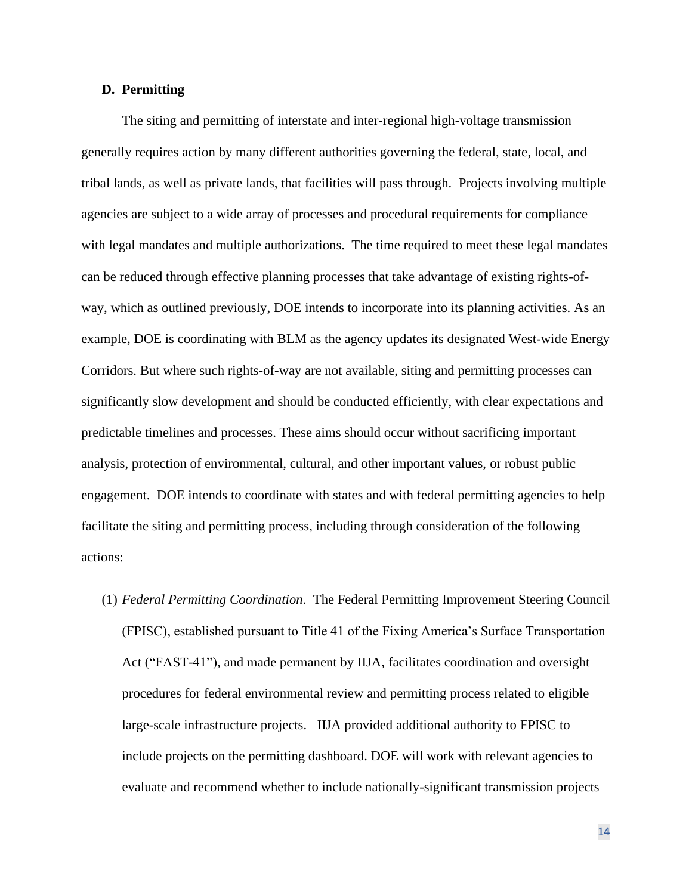### D. Permitting

The siting and permitting of interstate and inter-regional high-voltage transmission generally requires action by many different authorities governing the federal, state, local, and tribal lands, as well as private lands, that facilities will pass through. Projects involving multiple agencies are subject to a wide array of processes and procedural requirements for compliance with legal mandates and multiple authorizations. The time required to meet these legal mandates can be reduced through effective planning processes that take advantage of existing rights-of-way, which as outlined previously, DOE intends to incorporate into its planning activities. As an example, DOE is coordinating with BLM as the agency updates its designated West-wide Energy Corridors. But where such rights-of-way are not available, siting and permitting processes can significantly slow development and should be conducted efficiently, with clear expectations and predictable timelines and processes. These aims should occur without sacrificing important analysis, protection of environmental, cultural, and other important values, or robust public engagement. DOE intends to coordinate with states and with federal permitting agencies to help facilitate the siting and permitting process, including through consideration of the following actions:

(1) *Federal Permitting Coordination*. The Federal Permitting Improvement Steering Council (FPISC), established pursuant to Title 41 of the Fixing America's Surface Transportation Act ("FAST-41"), and made permanent by IIJA, facilitates coordination and oversight procedures for federal environmental review and permitting process related to eligible large-scale infrastructure projects. IIJA provided additional authority to FPISC to include projects on the permitting dashboard. DOE will work with relevant agencies to evaluate and recommend whether to include nationally-significant transmission projects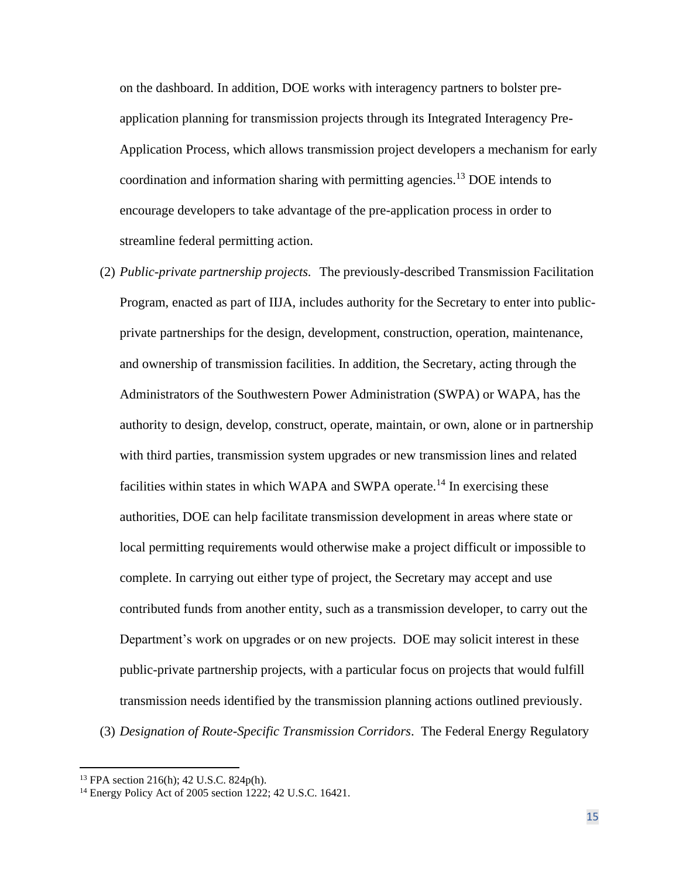on the dashboard. In addition, DOE works with interagency partners to bolster pre-application planning for transmission projects through its Integrated Interagency Pre-Application Process, which allows transmission project developers a mechanism for early coordination and information sharing with permitting agencies.[13] DOE intends to encourage developers to take advantage of the pre-application process in order to streamline federal permitting action.

(2) *Public-private partnership projects.* The previously-described Transmission Facilitation Program, enacted as part of IIJA, includes authority for the Secretary to enter into public-private partnerships for the design, development, construction, operation, maintenance, and ownership of transmission facilities. In addition, the Secretary, acting through the Administrators of the Southwestern Power Administration (SWPA) or WAPA, has the authority to design, develop, construct, operate, maintain, or own, alone or in partnership with third parties, transmission system upgrades or new transmission lines and related facilities within states in which WAPA and SWPA operate.[14] In exercising these authorities, DOE can help facilitate transmission development in areas where state or local permitting requirements would otherwise make a project difficult or impossible to complete. In carrying out either type of project, the Secretary may accept and use contributed funds from another entity, such as a transmission developer, to carry out the Department's work on upgrades or on new projects. DOE may solicit interest in these public-private partnership projects, with a particular focus on projects that would fulfill transmission needs identified by the transmission planning actions outlined previously.

(3) *Designation of Route-Specific Transmission Corridors*. The Federal Energy Regulatory

---

[13] FPA section 216(h); 42 U.S.C. 824p(h).

[14] Energy Policy Act of 2005 section 1222; 42 U.S.C. 16421.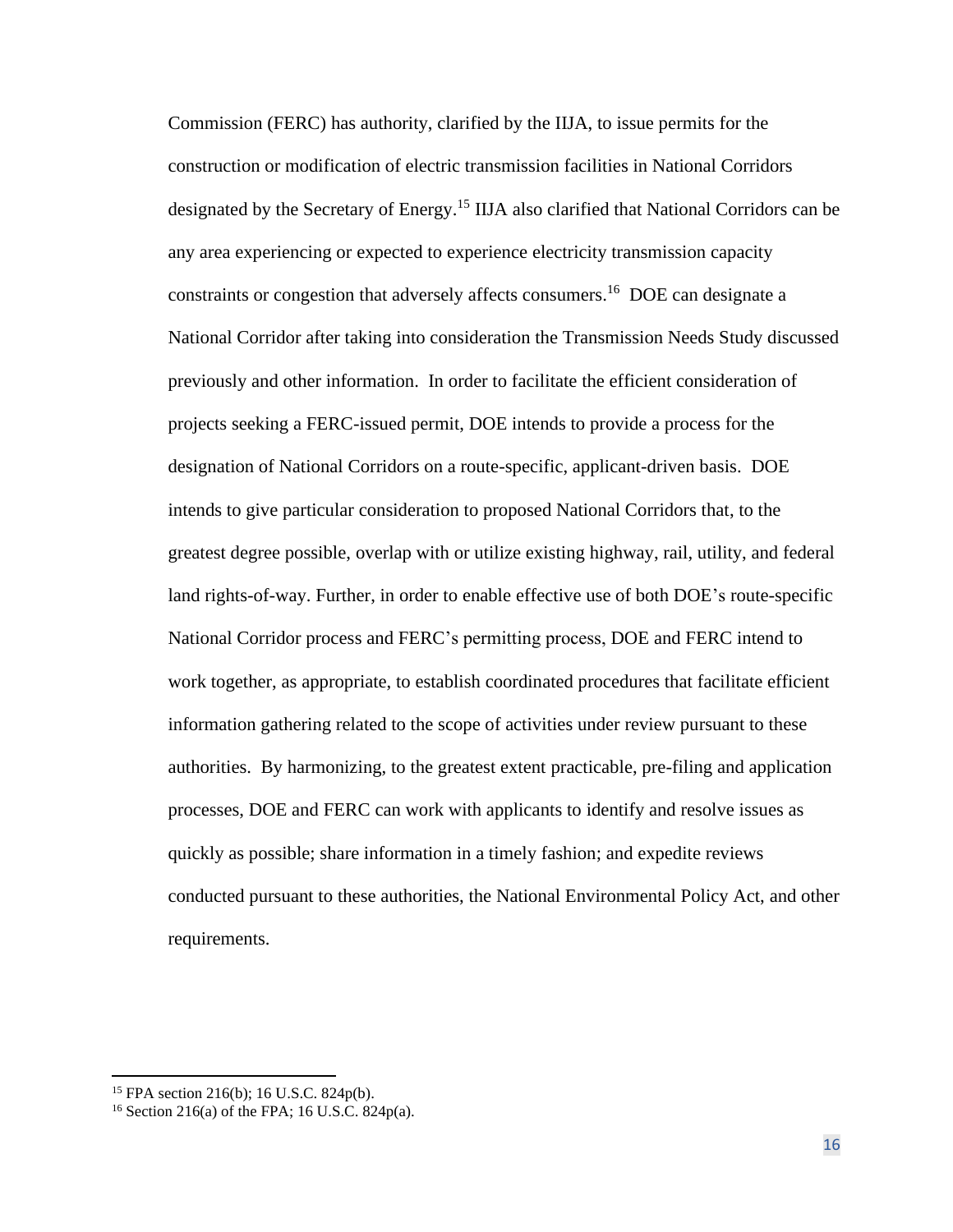Commission (FERC) has authority, clarified by the IIJA, to issue permits for the construction or modification of electric transmission facilities in National Corridors designated by the Secretary of Energy.[15] IIJA also clarified that National Corridors can be any area experiencing or expected to experience electricity transmission capacity constraints or congestion that adversely affects consumers.[16] DOE can designate a National Corridor after taking into consideration the Transmission Needs Study discussed previously and other information. In order to facilitate the efficient consideration of projects seeking a FERC-issued permit, DOE intends to provide a process for the designation of National Corridors on a route-specific, applicant-driven basis. DOE intends to give particular consideration to proposed National Corridors that, to the greatest degree possible, overlap with or utilize existing highway, rail, utility, and federal land rights-of-way. Further, in order to enable effective use of both DOE's route-specific National Corridor process and FERC's permitting process, DOE and FERC intend to work together, as appropriate, to establish coordinated procedures that facilitate efficient information gathering related to the scope of activities under review pursuant to these authorities. By harmonizing, to the greatest extent practicable, pre-filing and application processes, DOE and FERC can work with applicants to identify and resolve issues as quickly as possible; share information in a timely fashion; and expedite reviews conducted pursuant to these authorities, the National Environmental Policy Act, and other requirements.

---

[15] FPA section 216(b); 16 U.S.C. 824p(b).

[16] Section 216(a) of the FPA; 16 U.S.C. 824p(a).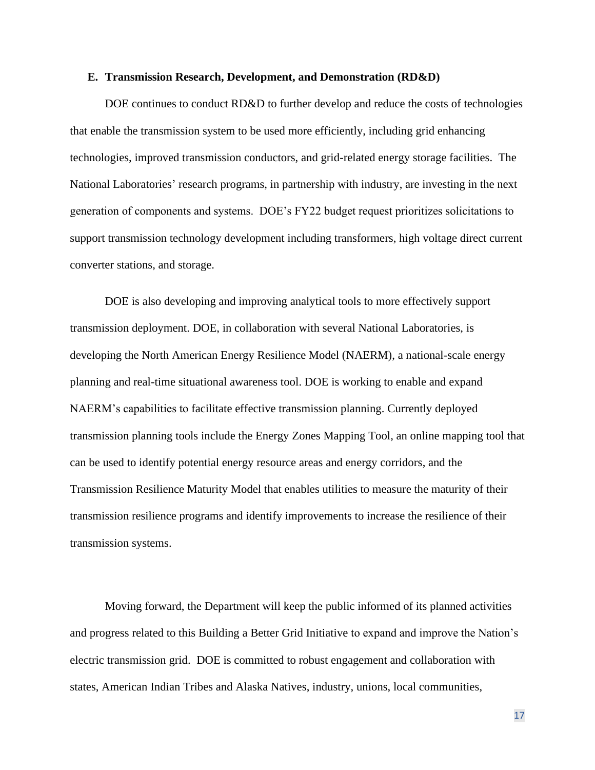## E. Transmission Research, Development, and Demonstration (RD&D)

DOE continues to conduct RD&D to further develop and reduce the costs of technologies that enable the transmission system to be used more efficiently, including grid enhancing technologies, improved transmission conductors, and grid-related energy storage facilities. The National Laboratories' research programs, in partnership with industry, are investing in the next generation of components and systems. DOE's FY22 budget request prioritizes solicitations to support transmission technology development including transformers, high voltage direct current converter stations, and storage.

DOE is also developing and improving analytical tools to more effectively support transmission deployment. DOE, in collaboration with several National Laboratories, is developing the North American Energy Resilience Model (NAERM), a national-scale energy planning and real-time situational awareness tool. DOE is working to enable and expand NAERM's capabilities to facilitate effective transmission planning. Currently deployed transmission planning tools include the Energy Zones Mapping Tool, an online mapping tool that can be used to identify potential energy resource areas and energy corridors, and the Transmission Resilience Maturity Model that enables utilities to measure the maturity of their transmission resilience programs and identify improvements to increase the resilience of their transmission systems.

Moving forward, the Department will keep the public informed of its planned activities and progress related to this Building a Better Grid Initiative to expand and improve the Nation's electric transmission grid. DOE is committed to robust engagement and collaboration with states, American Indian Tribes and Alaska Natives, industry, unions, local communities,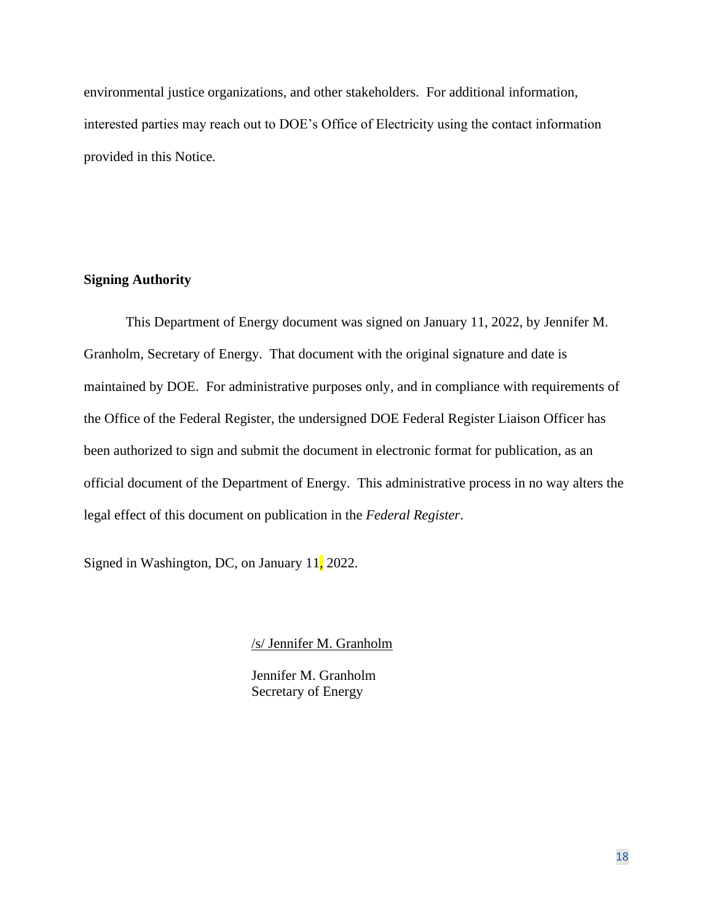environmental justice organizations, and other stakeholders. For additional information, interested parties may reach out to DOE's Office of Electricity using the contact information provided in this Notice.

**Signing Authority**

This Department of Energy document was signed on January 11, 2022, by Jennifer M. Granholm, Secretary of Energy. That document with the original signature and date is maintained by DOE. For administrative purposes only, and in compliance with requirements of the Office of the Federal Register, the undersigned DOE Federal Register Liaison Officer has been authorized to sign and submit the document in electronic format for publication, as an official document of the Department of Energy. This administrative process in no way alters the legal effect of this document on publication in the *Federal Register*.

Signed in Washington, DC, on January 11, 2022.

/s/ Jennifer M. Granholm

Jennifer M. Granholm
Secretary of Energy